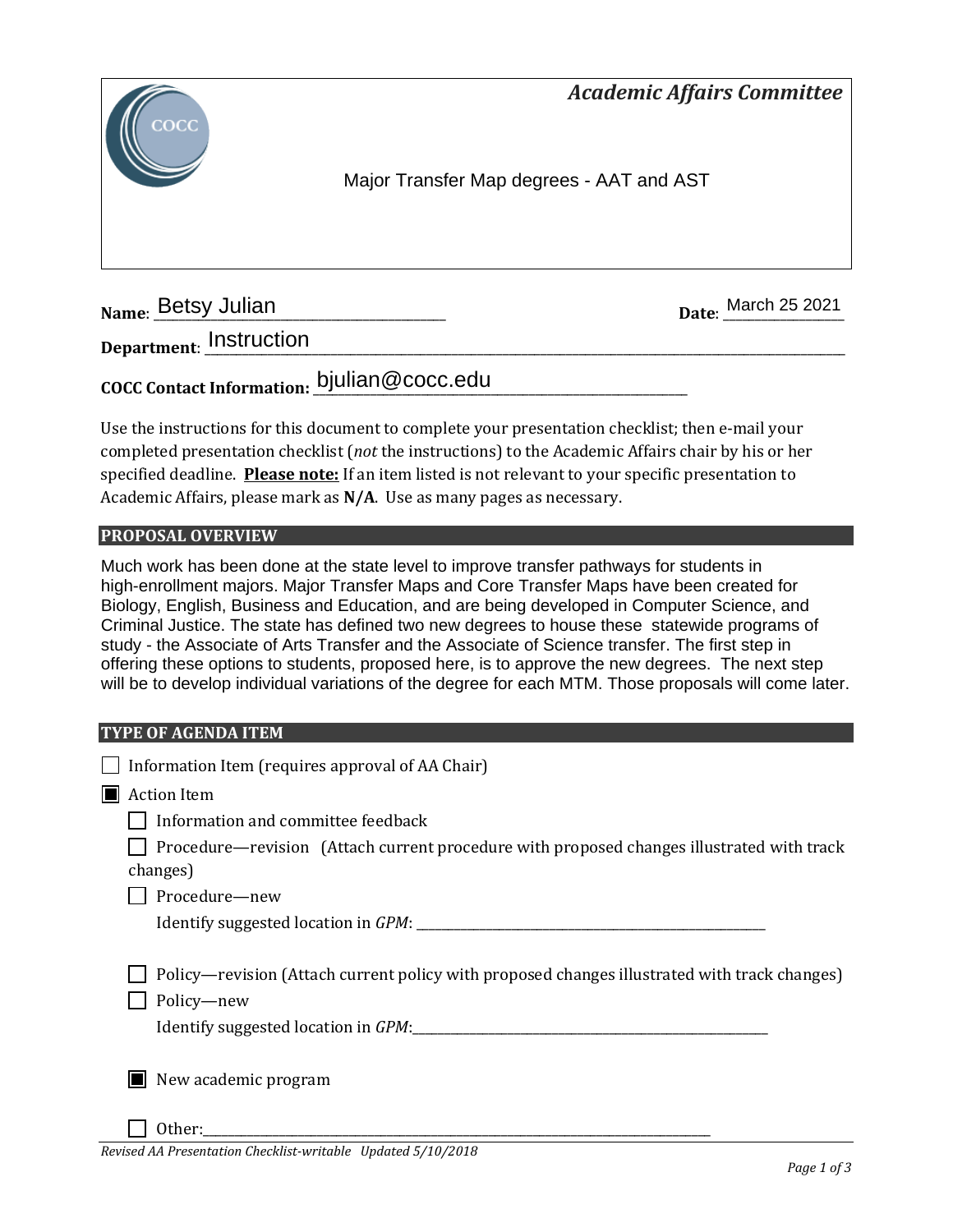# Academic Affairs Committee

Major Transfer Map degrees - AAT and AST

**Name**: Betsy Julian **Date**: March 25 2021

**Department**: Instruction

**COCC Contact Information:** bjulian@cocc.edu

Use the instructions for this document to complete your presentation checklist; then e-mail your completed presentation checklist (*not* the instructions) to the Academic Affairs chair by his or her specified deadline. **Please note:** If an item listed is not relevant to your specific presentation to Academic Affairs, please mark as **N/A**. Use as many pages as necessary.

## PROPOSAL OVERVIEW

Much work has been done at the state level to improve transfer pathways for students in high-enrollment majors. Major Transfer Maps and Core Transfer Maps have been created for Biology, English, Business and Education, and are being developed in Computer Science, and Criminal Justice. The state has defined two new degrees to house these statewide programs of study - the Associate of Arts Transfer and the Associate of Science transfer. The first step in offering these options to students, proposed here, is to approve the new degrees. The next step will be to develop individual variations of the degree for each MTM. Those proposals will come later.

## TYPE OF AGENDA ITEM

- ☐ Information Item (requires approval of AA Chair)
- ☒ Action Item
  - ☐ Information and committee feedback
  - ☐ Procedure—revision (Attach current procedure with proposed changes illustrated with track changes)
  - ☐ Procedure—new
    Identify suggested location in *GPM*: ____________________
  - ☐ Policy—revision (Attach current policy with proposed changes illustrated with track changes)
  - ☐ Policy—new
    Identify suggested location in *GPM*: ____________________
  - ☒ New academic program
  - ☐ Other: ____________________

*Revised AA Presentation Checklist-writable Updated 5/10/2018*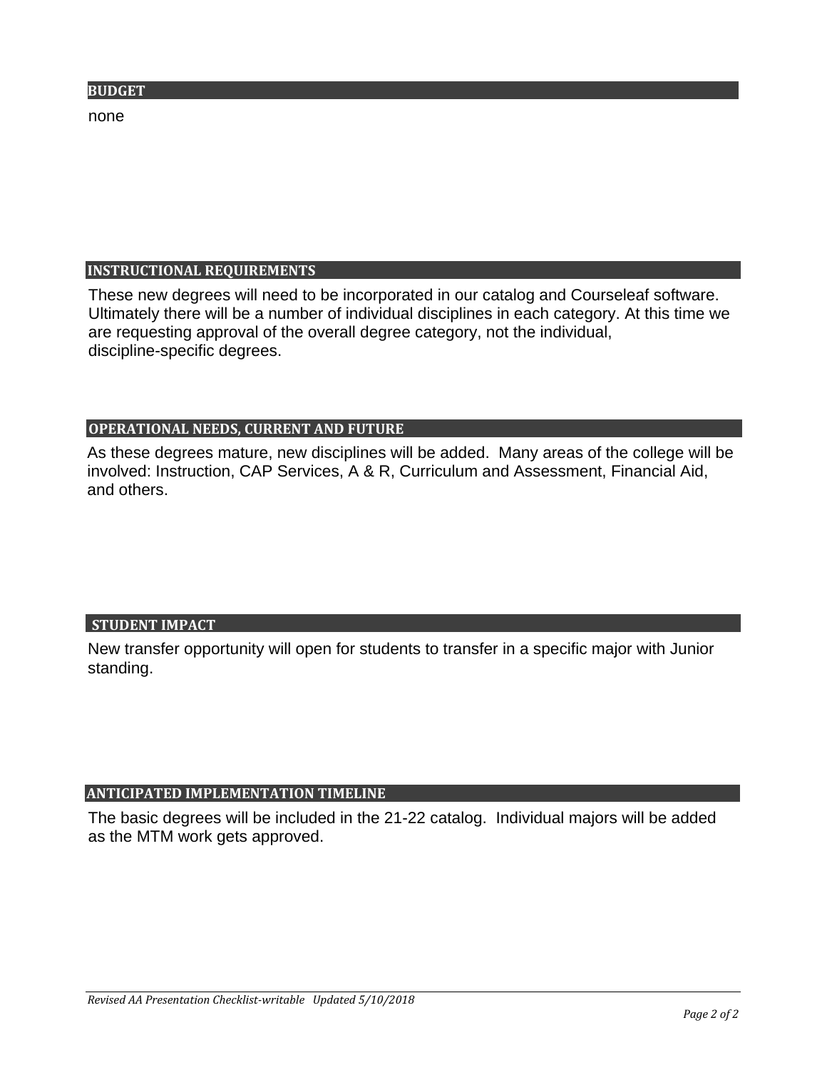## BUDGET

none

## INSTRUCTIONAL REQUIREMENTS

These new degrees will need to be incorporated in our catalog and Courseleaf software. Ultimately there will be a number of individual disciplines in each category. At this time we are requesting approval of the overall degree category, not the individual, discipline-specific degrees.

## OPERATIONAL NEEDS, CURRENT AND FUTURE

As these degrees mature, new disciplines will be added. Many areas of the college will be involved: Instruction, CAP Services, A & R, Curriculum and Assessment, Financial Aid, and others.

## STUDENT IMPACT

New transfer opportunity will open for students to transfer in a specific major with Junior standing.

## ANTICIPATED IMPLEMENTATION TIMELINE

The basic degrees will be included in the 21-22 catalog. Individual majors will be added as the MTM work gets approved.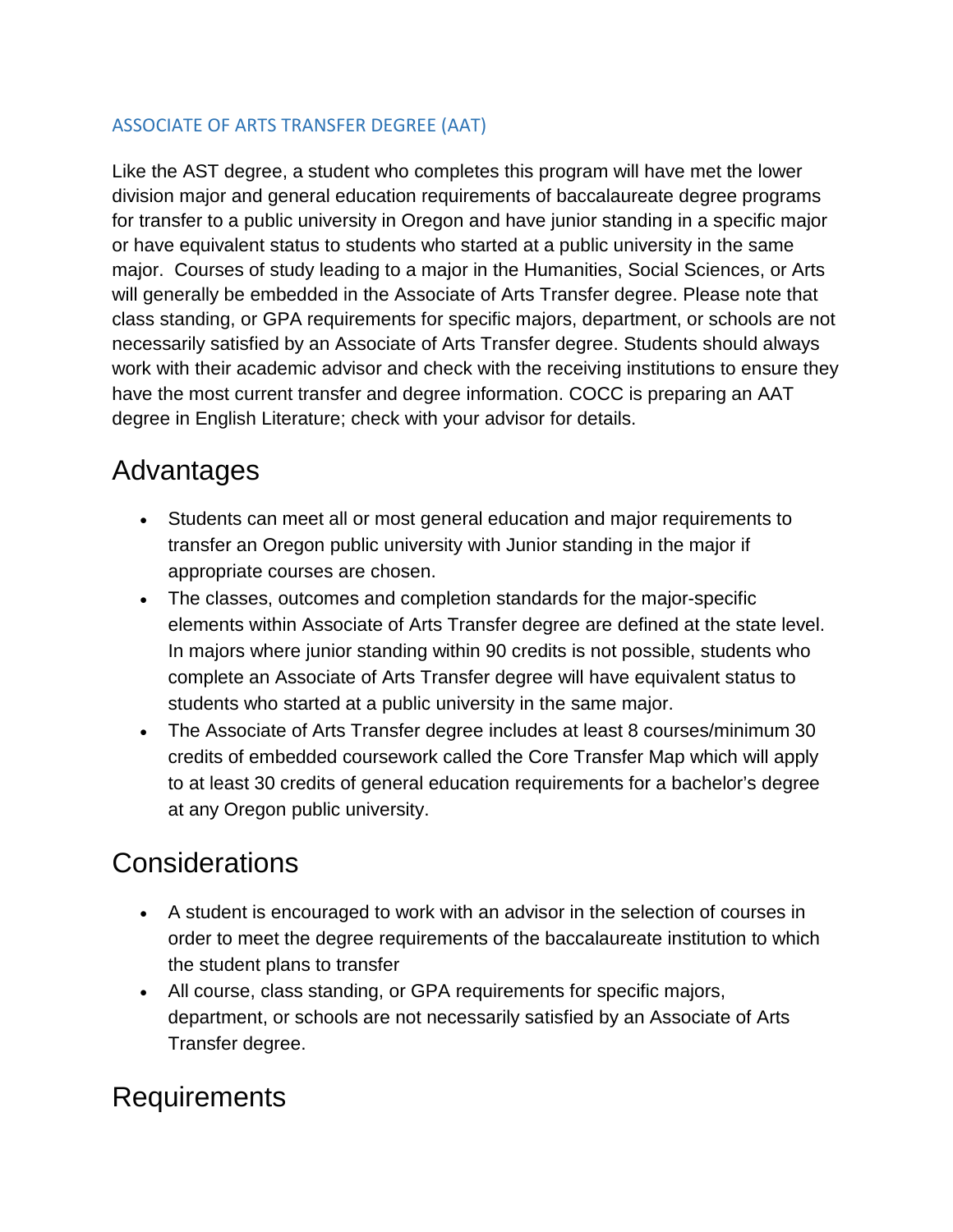### ASSOCIATE OF ARTS TRANSFER DEGREE (AAT)

Like the AST degree, a student who completes this program will have met the lower division major and general education requirements of baccalaureate degree programs for transfer to a public university in Oregon and have junior standing in a specific major or have equivalent status to students who started at a public university in the same major. Courses of study leading to a major in the Humanities, Social Sciences, or Arts will generally be embedded in the Associate of Arts Transfer degree. Please note that class standing, or GPA requirements for specific majors, department, or schools are not necessarily satisfied by an Associate of Arts Transfer degree. Students should always work with their academic advisor and check with the receiving institutions to ensure they have the most current transfer and degree information. COCC is preparing an AAT degree in English Literature; check with your advisor for details.

## Advantages

- Students can meet all or most general education and major requirements to transfer an Oregon public university with Junior standing in the major if appropriate courses are chosen.
- The classes, outcomes and completion standards for the major-specific elements within Associate of Arts Transfer degree are defined at the state level. In majors where junior standing within 90 credits is not possible, students who complete an Associate of Arts Transfer degree will have equivalent status to students who started at a public university in the same major.
- The Associate of Arts Transfer degree includes at least 8 courses/minimum 30 credits of embedded coursework called the Core Transfer Map which will apply to at least 30 credits of general education requirements for a bachelor's degree at any Oregon public university.

## Considerations

- A student is encouraged to work with an advisor in the selection of courses in order to meet the degree requirements of the baccalaureate institution to which the student plans to transfer
- All course, class standing, or GPA requirements for specific majors, department, or schools are not necessarily satisfied by an Associate of Arts Transfer degree.

## Requirements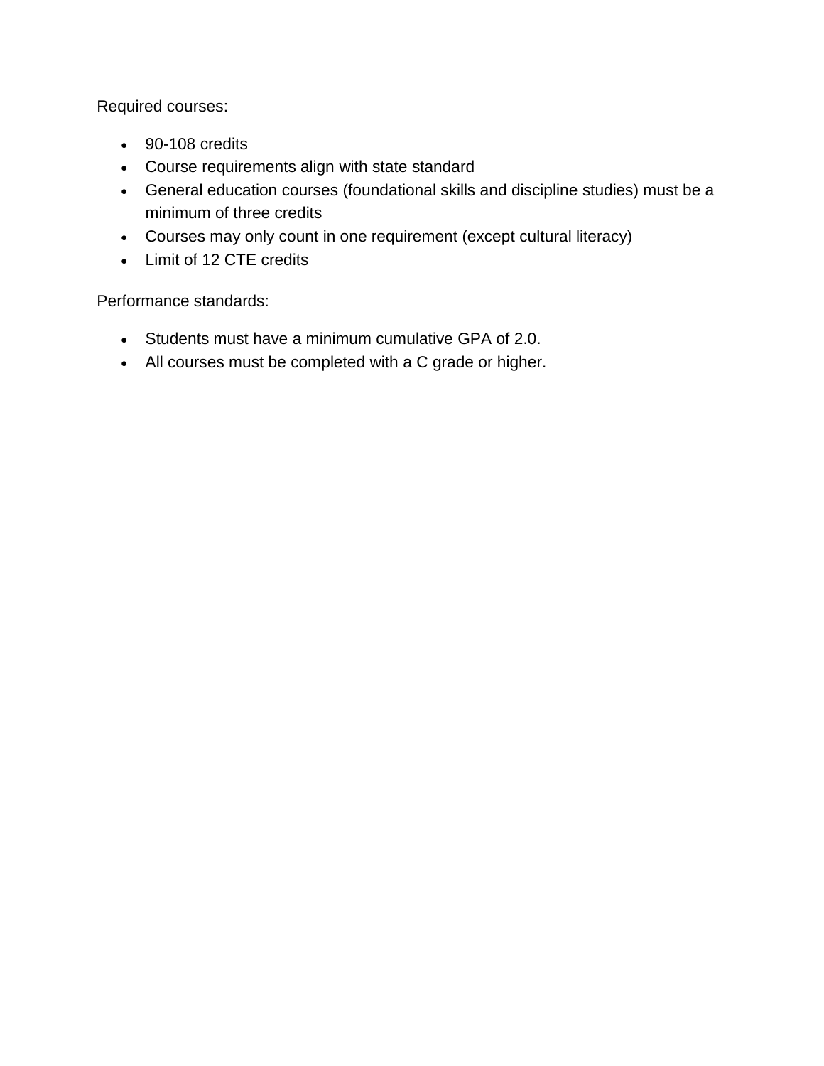Required courses:

- 90-108 credits
- Course requirements align with state standard
- General education courses (foundational skills and discipline studies) must be a minimum of three credits
- Courses may only count in one requirement (except cultural literacy)
- Limit of 12 CTE credits

Performance standards:

- Students must have a minimum cumulative GPA of 2.0.
- All courses must be completed with a C grade or higher.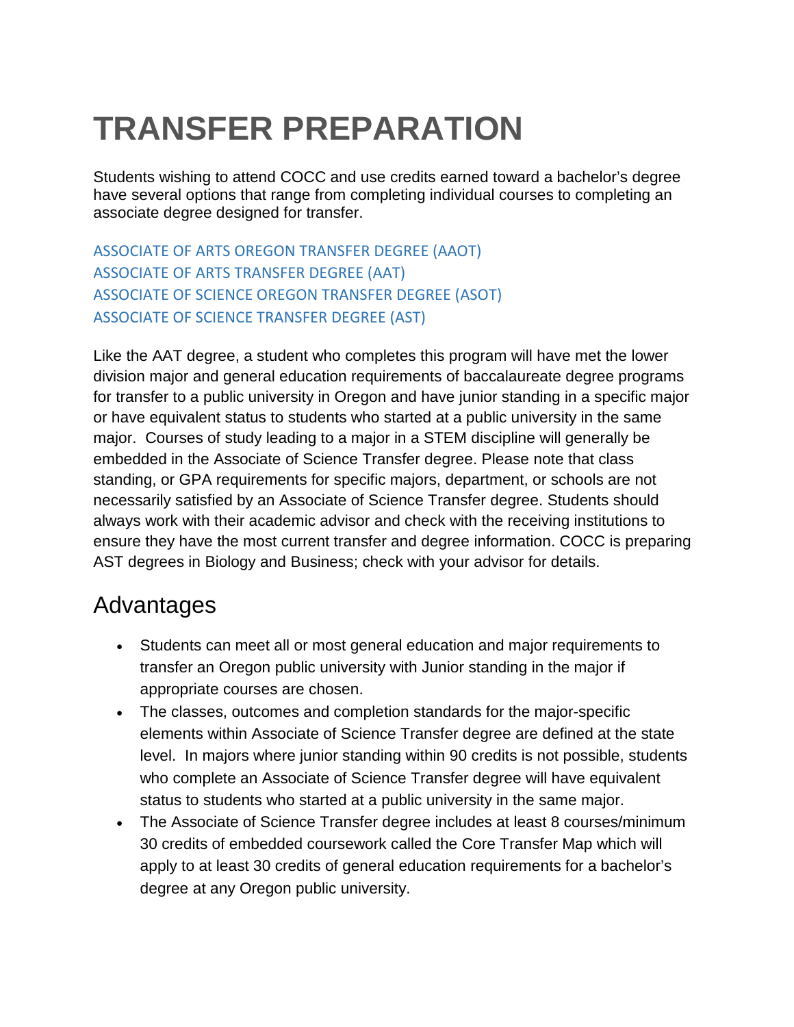# TRANSFER PREPARATION

Students wishing to attend COCC and use credits earned toward a bachelor's degree have several options that range from completing individual courses to completing an associate degree designed for transfer.

ASSOCIATE OF ARTS OREGON TRANSFER DEGREE (AAOT)
ASSOCIATE OF ARTS TRANSFER DEGREE (AAT)
ASSOCIATE OF SCIENCE OREGON TRANSFER DEGREE (ASOT)
ASSOCIATE OF SCIENCE TRANSFER DEGREE (AST)

Like the AAT degree, a student who completes this program will have met the lower division major and general education requirements of baccalaureate degree programs for transfer to a public university in Oregon and have junior standing in a specific major or have equivalent status to students who started at a public university in the same major. Courses of study leading to a major in a STEM discipline will generally be embedded in the Associate of Science Transfer degree. Please note that class standing, or GPA requirements for specific majors, department, or schools are not necessarily satisfied by an Associate of Science Transfer degree. Students should always work with their academic advisor and check with the receiving institutions to ensure they have the most current transfer and degree information. COCC is preparing AST degrees in Biology and Business; check with your advisor for details.

## Advantages

- Students can meet all or most general education and major requirements to transfer an Oregon public university with Junior standing in the major if appropriate courses are chosen.
- The classes, outcomes and completion standards for the major-specific elements within Associate of Science Transfer degree are defined at the state level. In majors where junior standing within 90 credits is not possible, students who complete an Associate of Science Transfer degree will have equivalent status to students who started at a public university in the same major.
- The Associate of Science Transfer degree includes at least 8 courses/minimum 30 credits of embedded coursework called the Core Transfer Map which will apply to at least 30 credits of general education requirements for a bachelor's degree at any Oregon public university.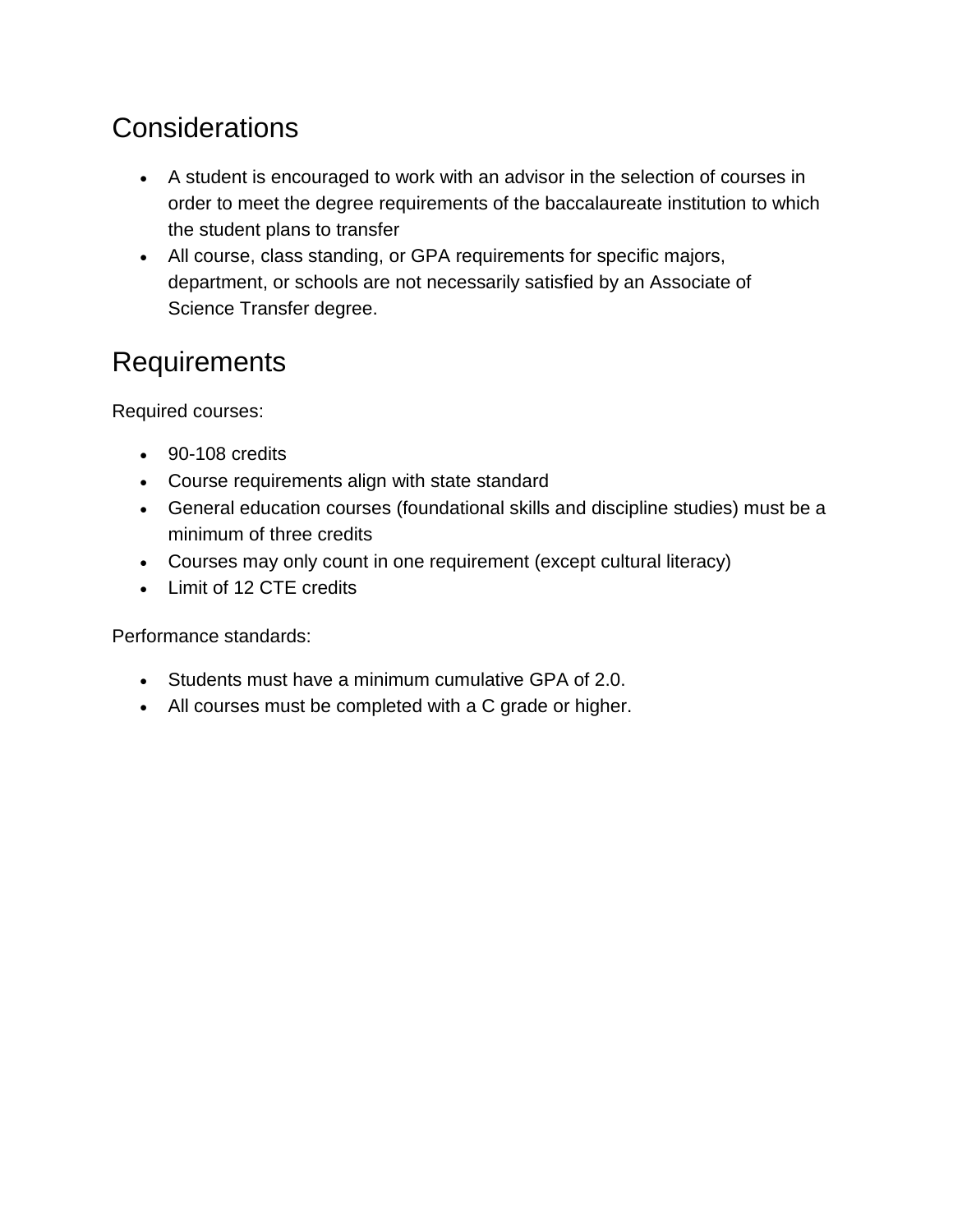## Considerations

- A student is encouraged to work with an advisor in the selection of courses in order to meet the degree requirements of the baccalaureate institution to which the student plans to transfer
- All course, class standing, or GPA requirements for specific majors, department, or schools are not necessarily satisfied by an Associate of Science Transfer degree.

## Requirements

Required courses:

- 90-108 credits
- Course requirements align with state standard
- General education courses (foundational skills and discipline studies) must be a minimum of three credits
- Courses may only count in one requirement (except cultural literacy)
- Limit of 12 CTE credits

Performance standards:

- Students must have a minimum cumulative GPA of 2.0.
- All courses must be completed with a C grade or higher.